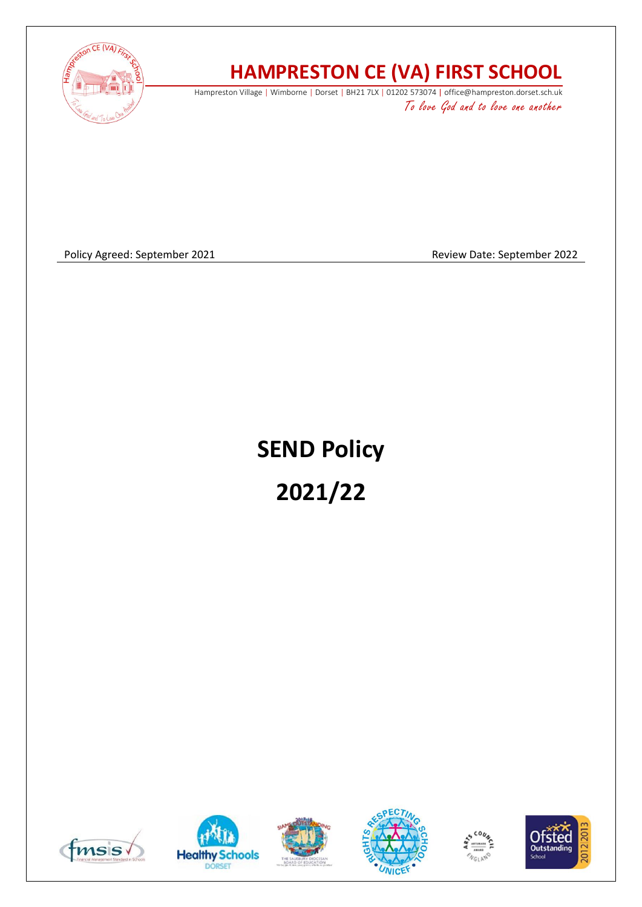# HAMPRESTON CE (VA) FIRST SCHOOL

Hampreston Village | Wimborne | Dorset | BH21 7LX | 01202 573074 | office@hampreston.dorset.sch.uk

*To love God and to love one another*

Policy Agreed: September 2021 Review Date: September 2022

# SEND Policy

# 2021/22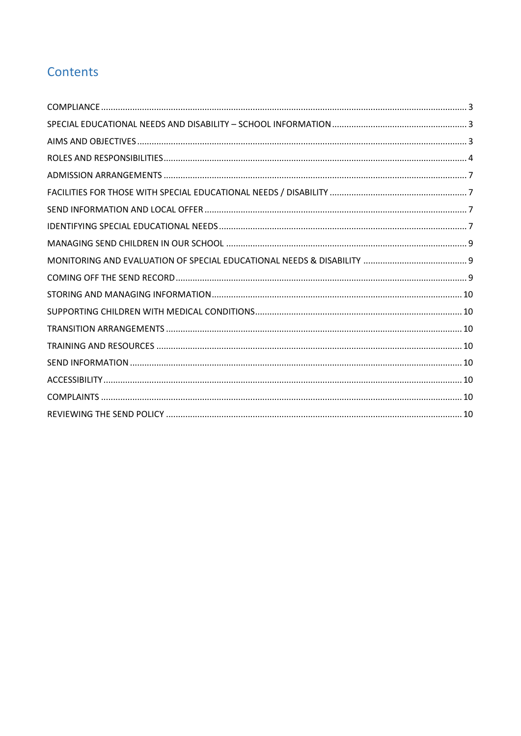# Contents

COMPLIANCE ..... 3

SPECIAL EDUCATIONAL NEEDS AND DISABILITY – SCHOOL INFORMATION ..... 3

AIMS AND OBJECTIVES ..... 3

ROLES AND RESPONSIBILITIES ..... 4

ADMISSION ARRANGEMENTS ..... 7

FACILITIES FOR THOSE WITH SPECIAL EDUCATIONAL NEEDS / DISABILITY ..... 7

SEND INFORMATION AND LOCAL OFFER ..... 7

IDENTIFYING SPECIAL EDUCATIONAL NEEDS ..... 7

MANAGING SEND CHILDREN IN OUR SCHOOL ..... 9

MONITORING AND EVALUATION OF SPECIAL EDUCATIONAL NEEDS & DISABILITY ..... 9

COMING OFF THE SEND RECORD ..... 9

STORING AND MANAGING INFORMATION ..... 10

SUPPORTING CHILDREN WITH MEDICAL CONDITIONS ..... 10

TRANSITION ARRANGEMENTS ..... 10

TRAINING AND RESOURCES ..... 10

SEND INFORMATION ..... 10

ACCESSIBILITY ..... 10

COMPLAINTS ..... 10

REVIEWING THE SEND POLICY ..... 10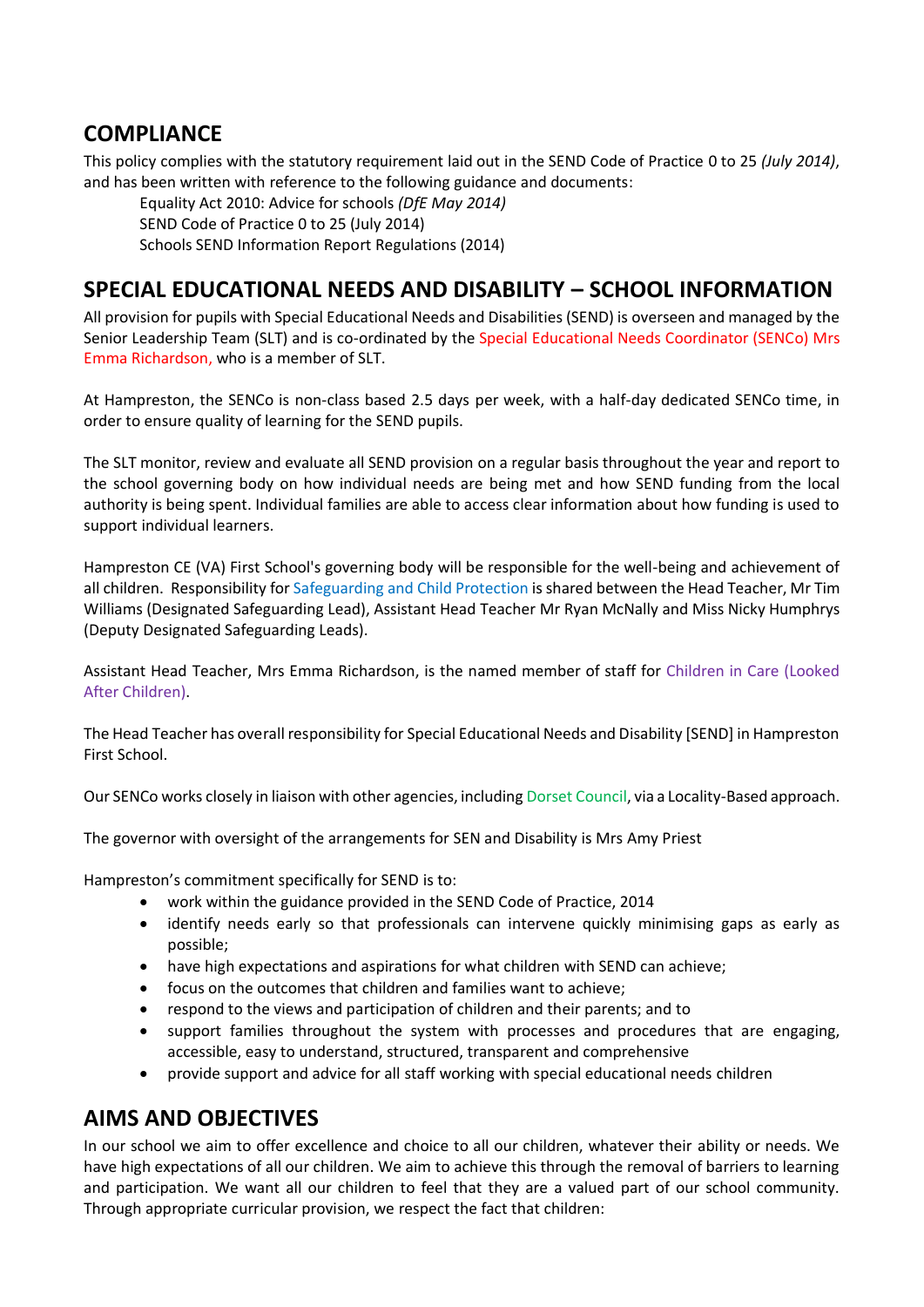## COMPLIANCE

This policy complies with the statutory requirement laid out in the SEND Code of Practice 0 to 25 *(July 2014)*, and has been written with reference to the following guidance and documents:

Equality Act 2010: Advice for schools *(DfE May 2014)*
SEND Code of Practice 0 to 25 (July 2014)
Schools SEND Information Report Regulations (2014)

## SPECIAL EDUCATIONAL NEEDS AND DISABILITY – SCHOOL INFORMATION

All provision for pupils with Special Educational Needs and Disabilities (SEND) is overseen and managed by the Senior Leadership Team (SLT) and is co-ordinated by the Special Educational Needs Coordinator (SENCo) Mrs Emma Richardson, who is a member of SLT.

At Hampreston, the SENCo is non-class based 2.5 days per week, with a half-day dedicated SENCo time, in order to ensure quality of learning for the SEND pupils.

The SLT monitor, review and evaluate all SEND provision on a regular basis throughout the year and report to the school governing body on how individual needs are being met and how SEND funding from the local authority is being spent. Individual families are able to access clear information about how funding is used to support individual learners.

Hampreston CE (VA) First School's governing body will be responsible for the well-being and achievement of all children. Responsibility for Safeguarding and Child Protection is shared between the Head Teacher, Mr Tim Williams (Designated Safeguarding Lead), Assistant Head Teacher Mr Ryan McNally and Miss Nicky Humphrys (Deputy Designated Safeguarding Leads).

Assistant Head Teacher, Mrs Emma Richardson, is the named member of staff for Children in Care (Looked After Children).

The Head Teacher has overall responsibility for Special Educational Needs and Disability [SEND] in Hampreston First School.

Our SENCo works closely in liaison with other agencies, including Dorset Council, via a Locality-Based approach.

The governor with oversight of the arrangements for SEN and Disability is Mrs Amy Priest

Hampreston's commitment specifically for SEND is to:

- work within the guidance provided in the SEND Code of Practice, 2014
- identify needs early so that professionals can intervene quickly minimising gaps as early as possible;
- have high expectations and aspirations for what children with SEND can achieve;
- focus on the outcomes that children and families want to achieve;
- respond to the views and participation of children and their parents; and to
- support families throughout the system with processes and procedures that are engaging, accessible, easy to understand, structured, transparent and comprehensive
- provide support and advice for all staff working with special educational needs children

## AIMS AND OBJECTIVES

In our school we aim to offer excellence and choice to all our children, whatever their ability or needs. We have high expectations of all our children. We aim to achieve this through the removal of barriers to learning and participation. We want all our children to feel that they are a valued part of our school community. Through appropriate curricular provision, we respect the fact that children: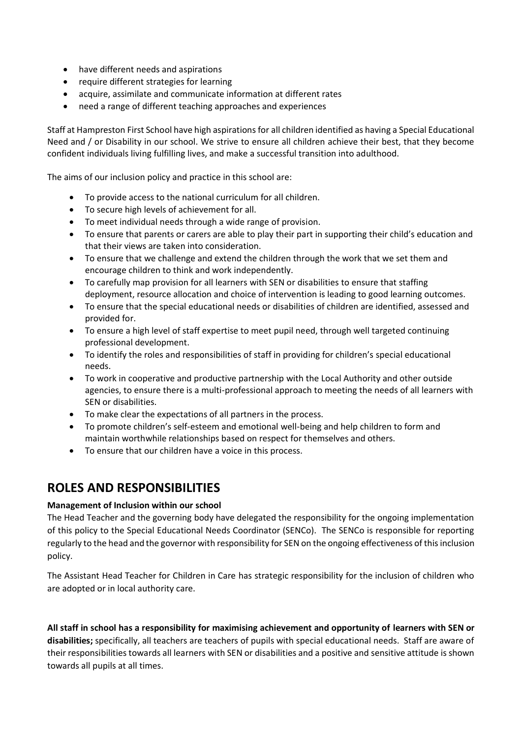- have different needs and aspirations
- require different strategies for learning
- acquire, assimilate and communicate information at different rates
- need a range of different teaching approaches and experiences

Staff at Hampreston First School have high aspirations for all children identified as having a Special Educational Need and / or Disability in our school. We strive to ensure all children achieve their best, that they become confident individuals living fulfilling lives, and make a successful transition into adulthood.

The aims of our inclusion policy and practice in this school are:

- To provide access to the national curriculum for all children.
- To secure high levels of achievement for all.
- To meet individual needs through a wide range of provision.
- To ensure that parents or carers are able to play their part in supporting their child's education and that their views are taken into consideration.
- To ensure that we challenge and extend the children through the work that we set them and encourage children to think and work independently.
- To carefully map provision for all learners with SEN or disabilities to ensure that staffing deployment, resource allocation and choice of intervention is leading to good learning outcomes.
- To ensure that the special educational needs or disabilities of children are identified, assessed and provided for.
- To ensure a high level of staff expertise to meet pupil need, through well targeted continuing professional development.
- To identify the roles and responsibilities of staff in providing for children's special educational needs.
- To work in cooperative and productive partnership with the Local Authority and other outside agencies, to ensure there is a multi-professional approach to meeting the needs of all learners with SEN or disabilities.
- To make clear the expectations of all partners in the process.
- To promote children's self-esteem and emotional well-being and help children to form and maintain worthwhile relationships based on respect for themselves and others.
- To ensure that our children have a voice in this process.

## ROLES AND RESPONSIBILITIES

**Management of Inclusion within our school**

The Head Teacher and the governing body have delegated the responsibility for the ongoing implementation of this policy to the Special Educational Needs Coordinator (SENCo). The SENCo is responsible for reporting regularly to the head and the governor with responsibility for SEN on the ongoing effectiveness of this inclusion policy.

The Assistant Head Teacher for Children in Care has strategic responsibility for the inclusion of children who are adopted or in local authority care.

**All staff in school has a responsibility for maximising achievement and opportunity of learners with SEN or disabilities;** specifically, all teachers are teachers of pupils with special educational needs. Staff are aware of their responsibilities towards all learners with SEN or disabilities and a positive and sensitive attitude is shown towards all pupils at all times.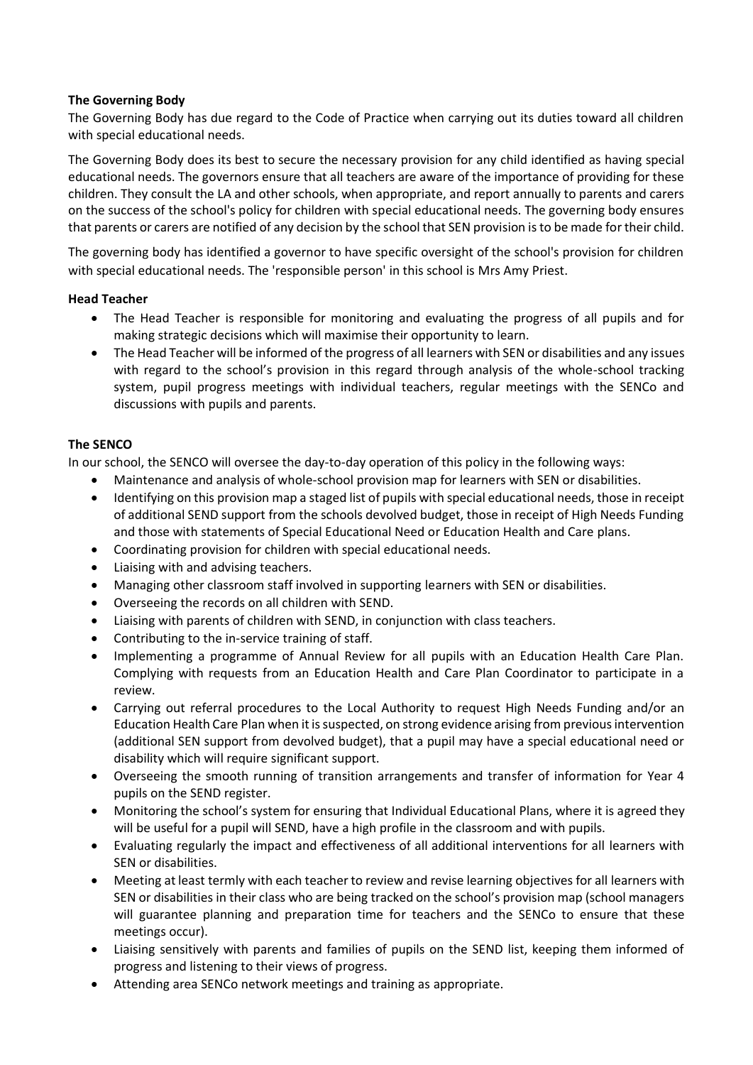**The Governing Body**

The Governing Body has due regard to the Code of Practice when carrying out its duties toward all children with special educational needs.

The Governing Body does its best to secure the necessary provision for any child identified as having special educational needs. The governors ensure that all teachers are aware of the importance of providing for these children. They consult the LA and other schools, when appropriate, and report annually to parents and carers on the success of the school's policy for children with special educational needs. The governing body ensures that parents or carers are notified of any decision by the school that SEN provision is to be made for their child.

The governing body has identified a governor to have specific oversight of the school's provision for children with special educational needs. The 'responsible person' in this school is Mrs Amy Priest.

**Head Teacher**

- The Head Teacher is responsible for monitoring and evaluating the progress of all pupils and for making strategic decisions which will maximise their opportunity to learn.
- The Head Teacher will be informed of the progress of all learners with SEN or disabilities and any issues with regard to the school's provision in this regard through analysis of the whole-school tracking system, pupil progress meetings with individual teachers, regular meetings with the SENCo and discussions with pupils and parents.

**The SENCO**

In our school, the SENCO will oversee the day-to-day operation of this policy in the following ways:

- Maintenance and analysis of whole-school provision map for learners with SEN or disabilities.
- Identifying on this provision map a staged list of pupils with special educational needs, those in receipt of additional SEND support from the schools devolved budget, those in receipt of High Needs Funding and those with statements of Special Educational Need or Education Health and Care plans.
- Coordinating provision for children with special educational needs.
- Liaising with and advising teachers.
- Managing other classroom staff involved in supporting learners with SEN or disabilities.
- Overseeing the records on all children with SEND.
- Liaising with parents of children with SEND, in conjunction with class teachers.
- Contributing to the in-service training of staff.
- Implementing a programme of Annual Review for all pupils with an Education Health Care Plan. Complying with requests from an Education Health and Care Plan Coordinator to participate in a review.
- Carrying out referral procedures to the Local Authority to request High Needs Funding and/or an Education Health Care Plan when it is suspected, on strong evidence arising from previous intervention (additional SEN support from devolved budget), that a pupil may have a special educational need or disability which will require significant support.
- Overseeing the smooth running of transition arrangements and transfer of information for Year 4 pupils on the SEND register.
- Monitoring the school's system for ensuring that Individual Educational Plans, where it is agreed they will be useful for a pupil will SEND, have a high profile in the classroom and with pupils.
- Evaluating regularly the impact and effectiveness of all additional interventions for all learners with SEN or disabilities.
- Meeting at least termly with each teacher to review and revise learning objectives for all learners with SEN or disabilities in their class who are being tracked on the school's provision map (school managers will guarantee planning and preparation time for teachers and the SENCo to ensure that these meetings occur).
- Liaising sensitively with parents and families of pupils on the SEND list, keeping them informed of progress and listening to their views of progress.
- Attending area SENCo network meetings and training as appropriate.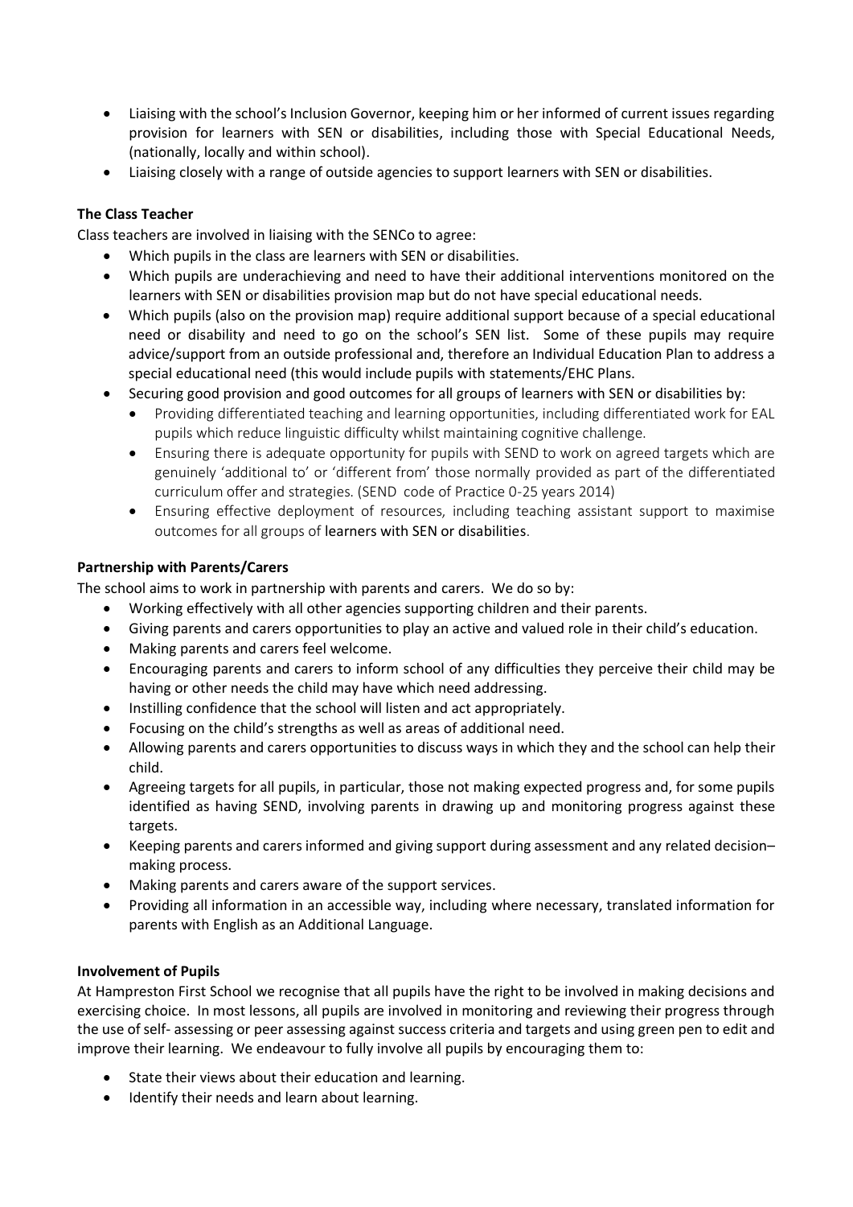- Liaising with the school's Inclusion Governor, keeping him or her informed of current issues regarding provision for learners with SEN or disabilities, including those with Special Educational Needs, (nationally, locally and within school).
- Liaising closely with a range of outside agencies to support learners with SEN or disabilities.

**The Class Teacher**

Class teachers are involved in liaising with the SENCo to agree:

- Which pupils in the class are learners with SEN or disabilities.
- Which pupils are underachieving and need to have their additional interventions monitored on the learners with SEN or disabilities provision map but do not have special educational needs.
- Which pupils (also on the provision map) require additional support because of a special educational need or disability and need to go on the school's SEN list. Some of these pupils may require advice/support from an outside professional and, therefore an Individual Education Plan to address a special educational need (this would include pupils with statements/EHC Plans.
- Securing good provision and good outcomes for all groups of learners with SEN or disabilities by:
    - Providing differentiated teaching and learning opportunities, including differentiated work for EAL pupils which reduce linguistic difficulty whilst maintaining cognitive challenge.
    - Ensuring there is adequate opportunity for pupils with SEND to work on agreed targets which are genuinely 'additional to' or 'different from' those normally provided as part of the differentiated curriculum offer and strategies. (SEND code of Practice 0-25 years 2014)
    - Ensuring effective deployment of resources, including teaching assistant support to maximise outcomes for all groups of learners with SEN or disabilities.

**Partnership with Parents/Carers**

The school aims to work in partnership with parents and carers. We do so by:

- Working effectively with all other agencies supporting children and their parents.
- Giving parents and carers opportunities to play an active and valued role in their child's education.
- Making parents and carers feel welcome.
- Encouraging parents and carers to inform school of any difficulties they perceive their child may be having or other needs the child may have which need addressing.
- Instilling confidence that the school will listen and act appropriately.
- Focusing on the child's strengths as well as areas of additional need.
- Allowing parents and carers opportunities to discuss ways in which they and the school can help their child.
- Agreeing targets for all pupils, in particular, those not making expected progress and, for some pupils identified as having SEND, involving parents in drawing up and monitoring progress against these targets.
- Keeping parents and carers informed and giving support during assessment and any related decision–making process.
- Making parents and carers aware of the support services.
- Providing all information in an accessible way, including where necessary, translated information for parents with English as an Additional Language.

**Involvement of Pupils**

At Hampreston First School we recognise that all pupils have the right to be involved in making decisions and exercising choice. In most lessons, all pupils are involved in monitoring and reviewing their progress through the use of self- assessing or peer assessing against success criteria and targets and using green pen to edit and improve their learning. We endeavour to fully involve all pupils by encouraging them to:

- State their views about their education and learning.
- Identify their needs and learn about learning.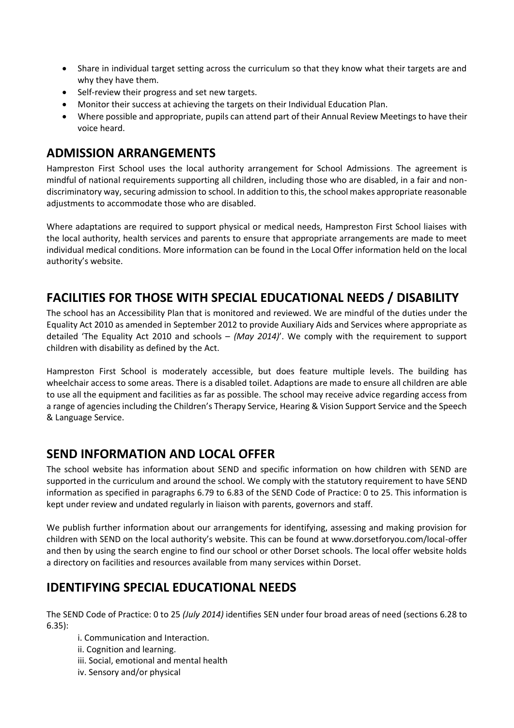- Share in individual target setting across the curriculum so that they know what their targets are and why they have them.
- Self-review their progress and set new targets.
- Monitor their success at achieving the targets on their Individual Education Plan.
- Where possible and appropriate, pupils can attend part of their Annual Review Meetings to have their voice heard.

## ADMISSION ARRANGEMENTS

Hampreston First School uses the local authority arrangement for School Admissions. The agreement is mindful of national requirements supporting all children, including those who are disabled, in a fair and non-discriminatory way, securing admission to school. In addition to this, the school makes appropriate reasonable adjustments to accommodate those who are disabled.

Where adaptations are required to support physical or medical needs, Hampreston First School liaises with the local authority, health services and parents to ensure that appropriate arrangements are made to meet individual medical conditions. More information can be found in the Local Offer information held on the local authority's website.

## FACILITIES FOR THOSE WITH SPECIAL EDUCATIONAL NEEDS / DISABILITY

The school has an Accessibility Plan that is monitored and reviewed. We are mindful of the duties under the Equality Act 2010 as amended in September 2012 to provide Auxiliary Aids and Services where appropriate as detailed 'The Equality Act 2010 and schools – *(May 2014)*'. We comply with the requirement to support children with disability as defined by the Act.

Hampreston First School is moderately accessible, but does feature multiple levels. The building has wheelchair access to some areas. There is a disabled toilet. Adaptions are made to ensure all children are able to use all the equipment and facilities as far as possible. The school may receive advice regarding access from a range of agencies including the Children's Therapy Service, Hearing & Vision Support Service and the Speech & Language Service.

## SEND INFORMATION AND LOCAL OFFER

The school website has information about SEND and specific information on how children with SEND are supported in the curriculum and around the school. We comply with the statutory requirement to have SEND information as specified in paragraphs 6.79 to 6.83 of the SEND Code of Practice: 0 to 25. This information is kept under review and undated regularly in liaison with parents, governors and staff.

We publish further information about our arrangements for identifying, assessing and making provision for children with SEND on the local authority's website. This can be found at www.dorsetforyou.com/local-offer and then by using the search engine to find our school or other Dorset schools. The local offer website holds a directory on facilities and resources available from many services within Dorset.

## IDENTIFYING SPECIAL EDUCATIONAL NEEDS

The SEND Code of Practice: 0 to 25 *(July 2014)* identifies SEN under four broad areas of need (sections 6.28 to 6.35):

i. Communication and Interaction.
ii. Cognition and learning.
iii. Social, emotional and mental health
iv. Sensory and/or physical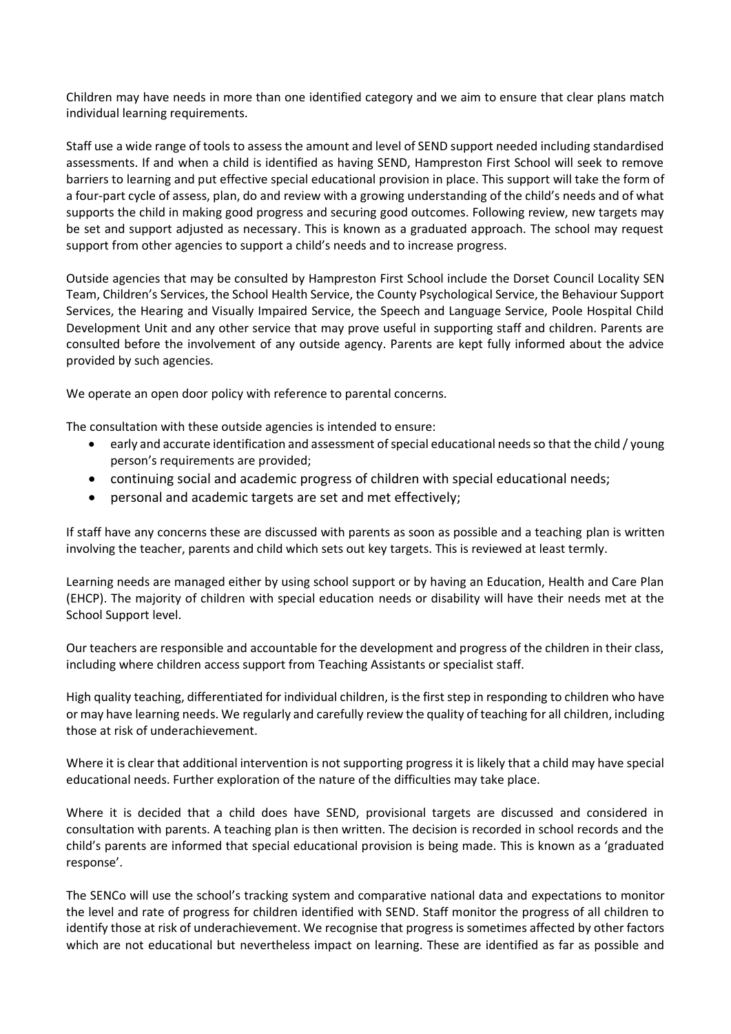Children may have needs in more than one identified category and we aim to ensure that clear plans match individual learning requirements.

Staff use a wide range of tools to assess the amount and level of SEND support needed including standardised assessments. If and when a child is identified as having SEND, Hampreston First School will seek to remove barriers to learning and put effective special educational provision in place. This support will take the form of a four-part cycle of assess, plan, do and review with a growing understanding of the child's needs and of what supports the child in making good progress and securing good outcomes. Following review, new targets may be set and support adjusted as necessary. This is known as a graduated approach. The school may request support from other agencies to support a child's needs and to increase progress.

Outside agencies that may be consulted by Hampreston First School include the Dorset Council Locality SEN Team, Children's Services, the School Health Service, the County Psychological Service, the Behaviour Support Services, the Hearing and Visually Impaired Service, the Speech and Language Service, Poole Hospital Child Development Unit and any other service that may prove useful in supporting staff and children. Parents are consulted before the involvement of any outside agency. Parents are kept fully informed about the advice provided by such agencies.

We operate an open door policy with reference to parental concerns.

The consultation with these outside agencies is intended to ensure:

- early and accurate identification and assessment of special educational needs so that the child / young person's requirements are provided;
- continuing social and academic progress of children with special educational needs;
- personal and academic targets are set and met effectively;

If staff have any concerns these are discussed with parents as soon as possible and a teaching plan is written involving the teacher, parents and child which sets out key targets. This is reviewed at least termly.

Learning needs are managed either by using school support or by having an Education, Health and Care Plan (EHCP). The majority of children with special education needs or disability will have their needs met at the School Support level.

Our teachers are responsible and accountable for the development and progress of the children in their class, including where children access support from Teaching Assistants or specialist staff.

High quality teaching, differentiated for individual children, is the first step in responding to children who have or may have learning needs. We regularly and carefully review the quality of teaching for all children, including those at risk of underachievement.

Where it is clear that additional intervention is not supporting progress it is likely that a child may have special educational needs. Further exploration of the nature of the difficulties may take place.

Where it is decided that a child does have SEND, provisional targets are discussed and considered in consultation with parents. A teaching plan is then written. The decision is recorded in school records and the child's parents are informed that special educational provision is being made. This is known as a 'graduated response'.

The SENCo will use the school's tracking system and comparative national data and expectations to monitor the level and rate of progress for children identified with SEND. Staff monitor the progress of all children to identify those at risk of underachievement. We recognise that progress is sometimes affected by other factors which are not educational but nevertheless impact on learning. These are identified as far as possible and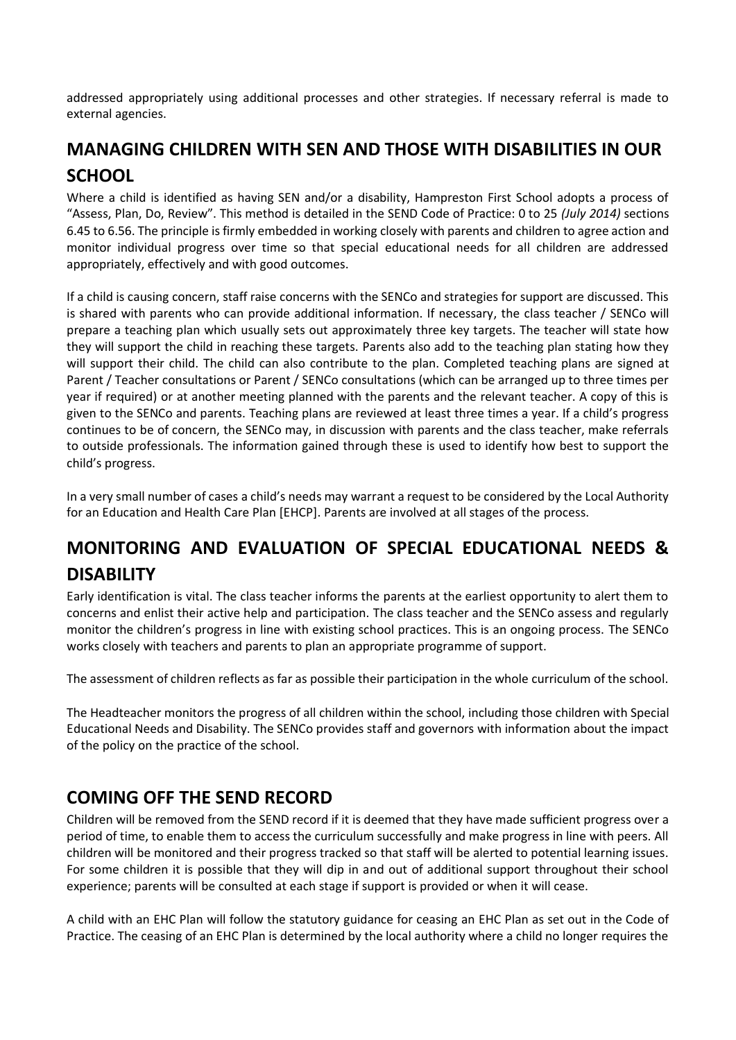addressed appropriately using additional processes and other strategies. If necessary referral is made to external agencies.

## MANAGING CHILDREN WITH SEN AND THOSE WITH DISABILITIES IN OUR SCHOOL

Where a child is identified as having SEN and/or a disability, Hampreston First School adopts a process of "Assess, Plan, Do, Review". This method is detailed in the SEND Code of Practice: 0 to 25 *(July 2014)* sections 6.45 to 6.56. The principle is firmly embedded in working closely with parents and children to agree action and monitor individual progress over time so that special educational needs for all children are addressed appropriately, effectively and with good outcomes.

If a child is causing concern, staff raise concerns with the SENCo and strategies for support are discussed. This is shared with parents who can provide additional information. If necessary, the class teacher / SENCo will prepare a teaching plan which usually sets out approximately three key targets. The teacher will state how they will support the child in reaching these targets. Parents also add to the teaching plan stating how they will support their child. The child can also contribute to the plan. Completed teaching plans are signed at Parent / Teacher consultations or Parent / SENCo consultations (which can be arranged up to three times per year if required) or at another meeting planned with the parents and the relevant teacher. A copy of this is given to the SENCo and parents. Teaching plans are reviewed at least three times a year. If a child's progress continues to be of concern, the SENCo may, in discussion with parents and the class teacher, make referrals to outside professionals. The information gained through these is used to identify how best to support the child's progress.

In a very small number of cases a child's needs may warrant a request to be considered by the Local Authority for an Education and Health Care Plan [EHCP]. Parents are involved at all stages of the process.

## MONITORING AND EVALUATION OF SPECIAL EDUCATIONAL NEEDS & DISABILITY

Early identification is vital. The class teacher informs the parents at the earliest opportunity to alert them to concerns and enlist their active help and participation. The class teacher and the SENCo assess and regularly monitor the children's progress in line with existing school practices. This is an ongoing process. The SENCo works closely with teachers and parents to plan an appropriate programme of support.

The assessment of children reflects as far as possible their participation in the whole curriculum of the school.

The Headteacher monitors the progress of all children within the school, including those children with Special Educational Needs and Disability. The SENCo provides staff and governors with information about the impact of the policy on the practice of the school.

## COMING OFF THE SEND RECORD

Children will be removed from the SEND record if it is deemed that they have made sufficient progress over a period of time, to enable them to access the curriculum successfully and make progress in line with peers. All children will be monitored and their progress tracked so that staff will be alerted to potential learning issues. For some children it is possible that they will dip in and out of additional support throughout their school experience; parents will be consulted at each stage if support is provided or when it will cease.

A child with an EHC Plan will follow the statutory guidance for ceasing an EHC Plan as set out in the Code of Practice. The ceasing of an EHC Plan is determined by the local authority where a child no longer requires the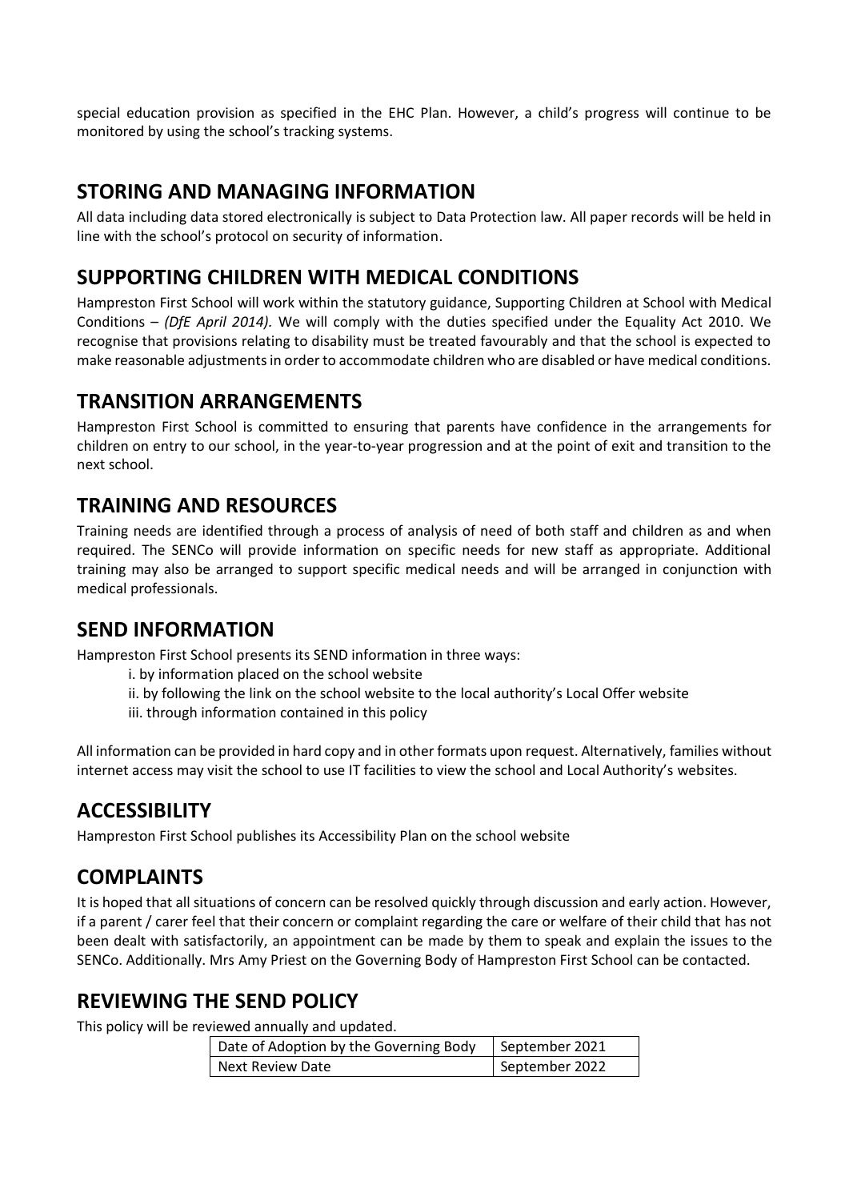special education provision as specified in the EHC Plan. However, a child's progress will continue to be monitored by using the school's tracking systems.

## STORING AND MANAGING INFORMATION

All data including data stored electronically is subject to Data Protection law. All paper records will be held in line with the school's protocol on security of information.

## SUPPORTING CHILDREN WITH MEDICAL CONDITIONS

Hampreston First School will work within the statutory guidance, Supporting Children at School with Medical Conditions – *(DfE April 2014).* We will comply with the duties specified under the Equality Act 2010. We recognise that provisions relating to disability must be treated favourably and that the school is expected to make reasonable adjustments in order to accommodate children who are disabled or have medical conditions.

## TRANSITION ARRANGEMENTS

Hampreston First School is committed to ensuring that parents have confidence in the arrangements for children on entry to our school, in the year-to-year progression and at the point of exit and transition to the next school.

## TRAINING AND RESOURCES

Training needs are identified through a process of analysis of need of both staff and children as and when required. The SENCo will provide information on specific needs for new staff as appropriate. Additional training may also be arranged to support specific medical needs and will be arranged in conjunction with medical professionals.

## SEND INFORMATION

Hampreston First School presents its SEND information in three ways:

i. by information placed on the school website
ii. by following the link on the school website to the local authority's Local Offer website
iii. through information contained in this policy

All information can be provided in hard copy and in other formats upon request. Alternatively, families without internet access may visit the school to use IT facilities to view the school and Local Authority's websites.

## ACCESSIBILITY

Hampreston First School publishes its Accessibility Plan on the school website

## COMPLAINTS

It is hoped that all situations of concern can be resolved quickly through discussion and early action. However, if a parent / carer feel that their concern or complaint regarding the care or welfare of their child that has not been dealt with satisfactorily, an appointment can be made by them to speak and explain the issues to the SENCo. Additionally. Mrs Amy Priest on the Governing Body of Hampreston First School can be contacted.

## REVIEWING THE SEND POLICY

This policy will be reviewed annually and updated.

| | |
|---|---|
| Date of Adoption by the Governing Body | September 2021 |
| Next Review Date | September 2022 |